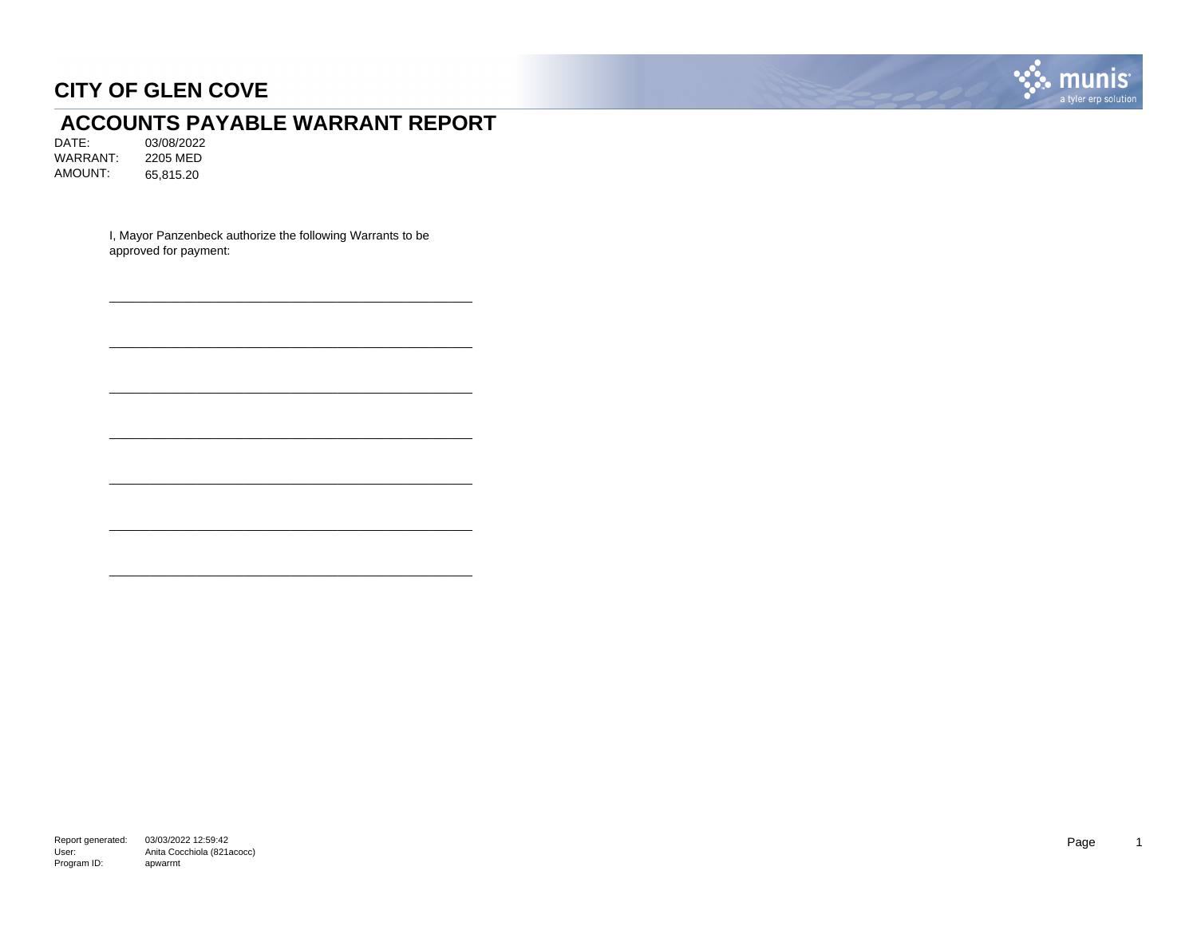# CITY OF GLEN COVE

## ACCOUNTS PAYABLE WARRANT REPORT

DATE: 03/08/2022
WARRANT: 2205 MED
AMOUNT: 65,815.20

I, Mayor Panzenbeck authorize the following Warrants to be approved for payment:

\_\_\_\_\_\_\_\_\_\_\_\_\_\_\_\_\_\_\_\_\_\_\_\_\_\_\_\_\_\_\_\_\_\_\_\_\_\_\_\_

\_\_\_\_\_\_\_\_\_\_\_\_\_\_\_\_\_\_\_\_\_\_\_\_\_\_\_\_\_\_\_\_\_\_\_\_\_\_\_\_

\_\_\_\_\_\_\_\_\_\_\_\_\_\_\_\_\_\_\_\_\_\_\_\_\_\_\_\_\_\_\_\_\_\_\_\_\_\_\_\_

\_\_\_\_\_\_\_\_\_\_\_\_\_\_\_\_\_\_\_\_\_\_\_\_\_\_\_\_\_\_\_\_\_\_\_\_\_\_\_\_

\_\_\_\_\_\_\_\_\_\_\_\_\_\_\_\_\_\_\_\_\_\_\_\_\_\_\_\_\_\_\_\_\_\_\_\_\_\_\_\_

\_\_\_\_\_\_\_\_\_\_\_\_\_\_\_\_\_\_\_\_\_\_\_\_\_\_\_\_\_\_\_\_\_\_\_\_\_\_\_\_

\_\_\_\_\_\_\_\_\_\_\_\_\_\_\_\_\_\_\_\_\_\_\_\_\_\_\_\_\_\_\_\_\_\_\_\_\_\_\_\_

Report generated: 03/03/2022 12:59:42
User: Anita Cocchiola (821acocc)
Program ID: apwarrnt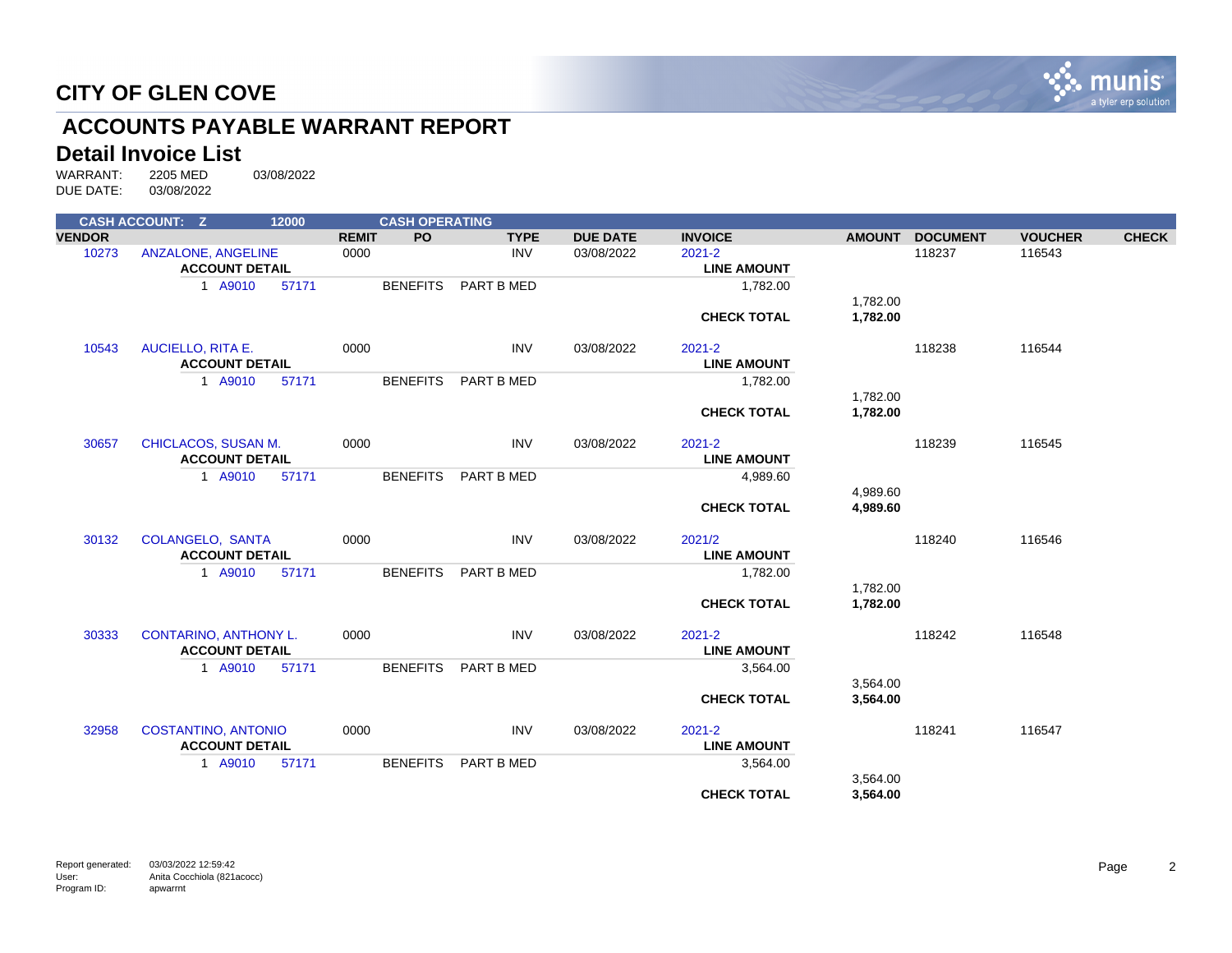# CITY OF GLEN COVE

## ACCOUNTS PAYABLE WARRANT REPORT

### Detail Invoice List

WARRANT: 2205 MED 03/08/2022
DUE DATE: 03/08/2022

**CASH ACCOUNT: Z 12000 CASH OPERATING**

| VENDOR | | REMIT | PO | TYPE | DUE DATE | INVOICE | AMOUNT | DOCUMENT | VOUCHER | CHECK |
|---|---|---|---|---|---|---|---|---|---|---|
| 10273 | ANZALONE, ANGELINE | 0000 | | INV | 03/08/2022 | 2021-2 | | 118237 | 116543 | |
| | **ACCOUNT DETAIL** | | | | | **LINE AMOUNT** | | | | |
| | 1 A9010 57171 | | BENEFITS | PART B MED | | 1,782.00 | | | | |
| | | | | | | | 1,782.00 | | | |
| | | | | | | **CHECK TOTAL** | **1,782.00** | | | |
| 10543 | AUCIELLO, RITA E. | 0000 | | INV | 03/08/2022 | 2021-2 | | 118238 | 116544 | |
| | **ACCOUNT DETAIL** | | | | | **LINE AMOUNT** | | | | |
| | 1 A9010 57171 | | BENEFITS | PART B MED | | 1,782.00 | | | | |
| | | | | | | | 1,782.00 | | | |
| | | | | | | **CHECK TOTAL** | **1,782.00** | | | |
| 30657 | CHICLACOS, SUSAN M. | 0000 | | INV | 03/08/2022 | 2021-2 | | 118239 | 116545 | |
| | **ACCOUNT DETAIL** | | | | | **LINE AMOUNT** | | | | |
| | 1 A9010 57171 | | BENEFITS | PART B MED | | 4,989.60 | | | | |
| | | | | | | | 4,989.60 | | | |
| | | | | | | **CHECK TOTAL** | **4,989.60** | | | |
| 30132 | COLANGELO, SANTA | 0000 | | INV | 03/08/2022 | 2021/2 | | 118240 | 116546 | |
| | **ACCOUNT DETAIL** | | | | | **LINE AMOUNT** | | | | |
| | 1 A9010 57171 | | BENEFITS | PART B MED | | 1,782.00 | | | | |
| | | | | | | | 1,782.00 | | | |
| | | | | | | **CHECK TOTAL** | **1,782.00** | | | |
| 30333 | CONTARINO, ANTHONY L. | 0000 | | INV | 03/08/2022 | 2021-2 | | 118242 | 116548 | |
| | **ACCOUNT DETAIL** | | | | | **LINE AMOUNT** | | | | |
| | 1 A9010 57171 | | BENEFITS | PART B MED | | 3,564.00 | | | | |
| | | | | | | | 3,564.00 | | | |
| | | | | | | **CHECK TOTAL** | **3,564.00** | | | |
| 32958 | COSTANTINO, ANTONIO | 0000 | | INV | 03/08/2022 | 2021-2 | | 118241 | 116547 | |
| | **ACCOUNT DETAIL** | | | | | **LINE AMOUNT** | | | | |
| | 1 A9010 57171 | | BENEFITS | PART B MED | | 3,564.00 | | | | |
| | | | | | | | 3,564.00 | | | |
| | | | | | | **CHECK TOTAL** | **3,564.00** | | | |

Report generated: 03/03/2022 12:59:42
User: Anita Cocchiola (821acocc)
Program ID: apwarrnt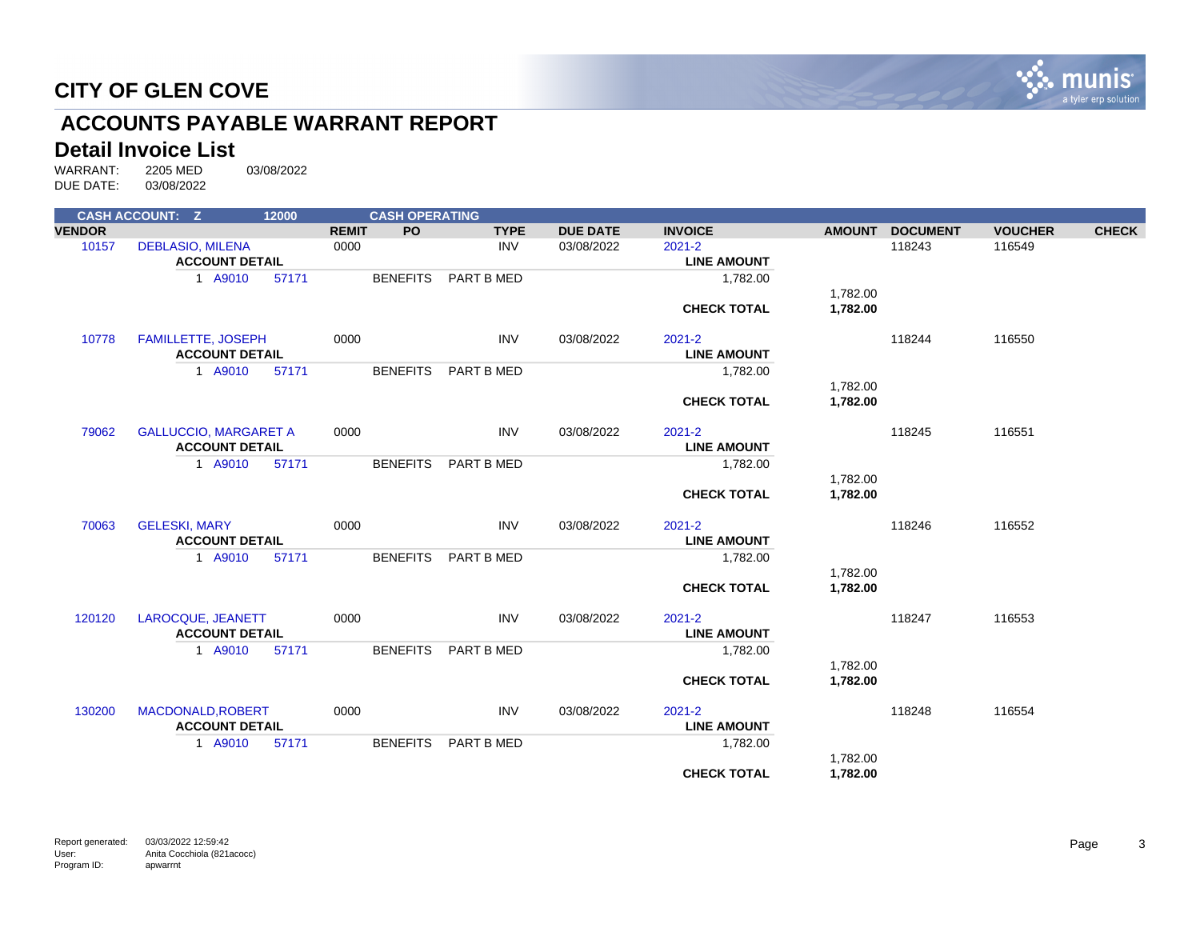# CITY OF GLEN COVE

## ACCOUNTS PAYABLE WARRANT REPORT

### Detail Invoice List

WARRANT: 2205 MED 03/08/2022
DUE DATE: 03/08/2022

**CASH ACCOUNT: Z 12000 CASH OPERATING**

| VENDOR | | REMIT | PO | TYPE | DUE DATE | INVOICE | AMOUNT | DOCUMENT | VOUCHER | CHECK |
|---|---|---|---|---|---|---|---|---|---|---|
| 10157 | DEBLASIO, MILENA | 0000 | | INV | 03/08/2022 | 2021-2 | | 118243 | 116549 | |
| | **ACCOUNT DETAIL** | | | | | **LINE AMOUNT** | | | | |
| | 1 A9010 57171 | | BENEFITS | PART B MED | | 1,782.00 | | | | |
| | | | | | | | 1,782.00 | | | |
| | | | | | | **CHECK TOTAL** | **1,782.00** | | | |
| 10778 | FAMILLETTE, JOSEPH | 0000 | | INV | 03/08/2022 | 2021-2 | | 118244 | 116550 | |
| | **ACCOUNT DETAIL** | | | | | **LINE AMOUNT** | | | | |
| | 1 A9010 57171 | | BENEFITS | PART B MED | | 1,782.00 | | | | |
| | | | | | | | 1,782.00 | | | |
| | | | | | | **CHECK TOTAL** | **1,782.00** | | | |
| 79062 | GALLUCCIO, MARGARET A | 0000 | | INV | 03/08/2022 | 2021-2 | | 118245 | 116551 | |
| | **ACCOUNT DETAIL** | | | | | **LINE AMOUNT** | | | | |
| | 1 A9010 57171 | | BENEFITS | PART B MED | | 1,782.00 | | | | |
| | | | | | | | 1,782.00 | | | |
| | | | | | | **CHECK TOTAL** | **1,782.00** | | | |
| 70063 | GELESKI, MARY | 0000 | | INV | 03/08/2022 | 2021-2 | | 118246 | 116552 | |
| | **ACCOUNT DETAIL** | | | | | **LINE AMOUNT** | | | | |
| | 1 A9010 57171 | | BENEFITS | PART B MED | | 1,782.00 | | | | |
| | | | | | | | 1,782.00 | | | |
| | | | | | | **CHECK TOTAL** | **1,782.00** | | | |
| 120120 | LAROCQUE, JEANETT | 0000 | | INV | 03/08/2022 | 2021-2 | | 118247 | 116553 | |
| | **ACCOUNT DETAIL** | | | | | **LINE AMOUNT** | | | | |
| | 1 A9010 57171 | | BENEFITS | PART B MED | | 1,782.00 | | | | |
| | | | | | | | 1,782.00 | | | |
| | | | | | | **CHECK TOTAL** | **1,782.00** | | | |
| 130200 | MACDONALD,ROBERT | 0000 | | INV | 03/08/2022 | 2021-2 | | 118248 | 116554 | |
| | **ACCOUNT DETAIL** | | | | | **LINE AMOUNT** | | | | |
| | 1 A9010 57171 | | BENEFITS | PART B MED | | 1,782.00 | | | | |
| | | | | | | | 1,782.00 | | | |
| | | | | | | **CHECK TOTAL** | **1,782.00** | | | |

Report generated: 03/03/2022 12:59:42
User: Anita Cocchiola (821acocc)
Program ID: apwarrnt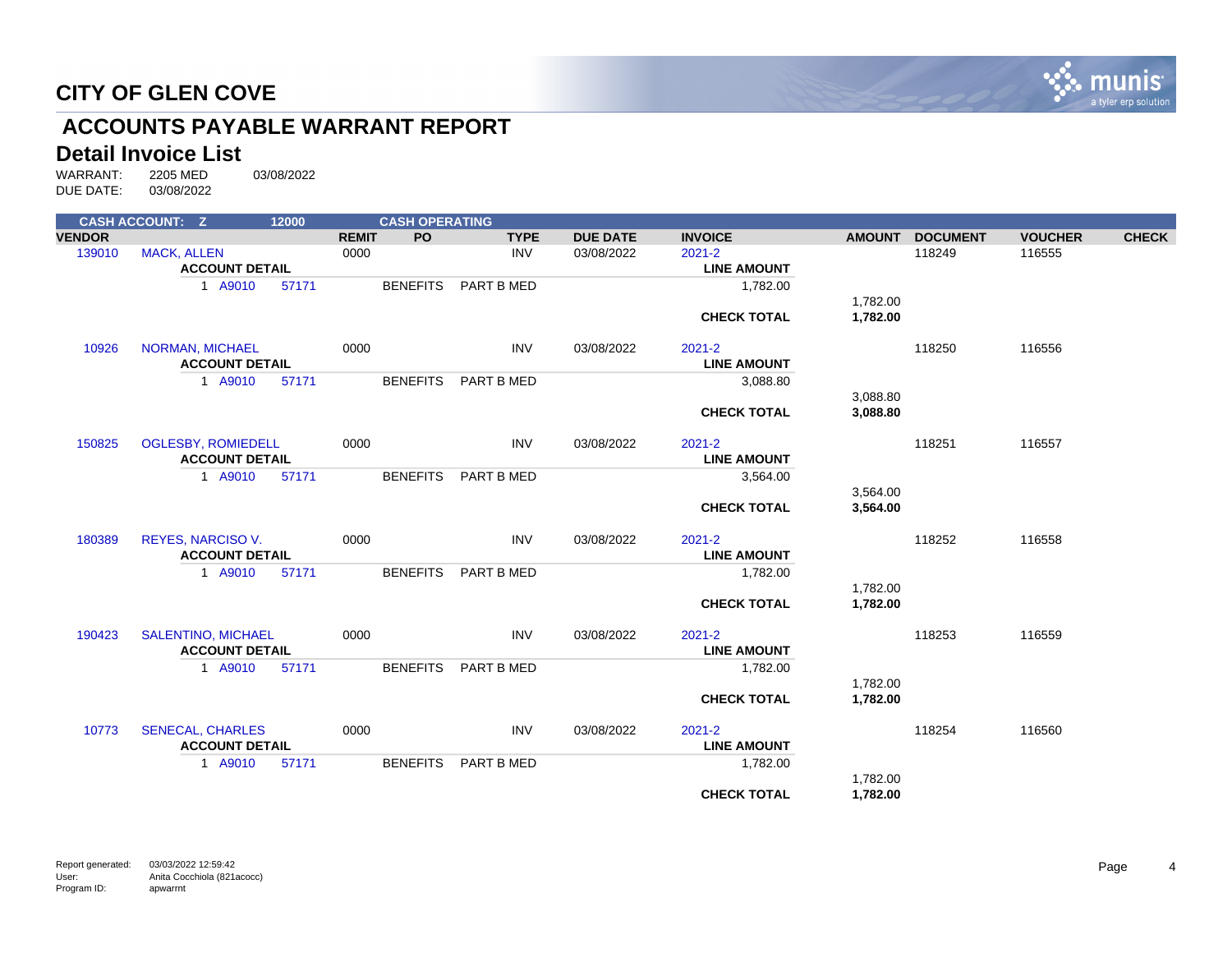# CITY OF GLEN COVE

## ACCOUNTS PAYABLE WARRANT REPORT

### Detail Invoice List

WARRANT: 2205 MED 03/08/2022
DUE DATE: 03/08/2022

| CASH ACCOUNT: Z | | 12000 | | CASH OPERATING | | | | | | | |
|---|---|---|---|---|---|---|---|---|---|---|---|
| **VENDOR** | | | **REMIT** | **PO** | **TYPE** | **DUE DATE** | **INVOICE** | **AMOUNT** | **DOCUMENT** | **VOUCHER** | **CHECK** |
| 139010 | MACK, ALLEN | | 0000 | | INV | 03/08/2022 | 2021-2 | | 118249 | 116555 | |
| | **ACCOUNT DETAIL** | | | | | | **LINE AMOUNT** | | | | |
| | 1 A9010 | 57171 | | BENEFITS | PART B MED | | 1,782.00 | | | | |
| | | | | | | | | 1,782.00 | | | |
| | | | | | | | **CHECK TOTAL** | **1,782.00** | | | |
| 10926 | NORMAN, MICHAEL | | 0000 | | INV | 03/08/2022 | 2021-2 | | 118250 | 116556 | |
| | **ACCOUNT DETAIL** | | | | | | **LINE AMOUNT** | | | | |
| | 1 A9010 | 57171 | | BENEFITS | PART B MED | | 3,088.80 | | | | |
| | | | | | | | | 3,088.80 | | | |
| | | | | | | | **CHECK TOTAL** | **3,088.80** | | | |
| 150825 | OGLESBY, ROMIEDELL | | 0000 | | INV | 03/08/2022 | 2021-2 | | 118251 | 116557 | |
| | **ACCOUNT DETAIL** | | | | | | **LINE AMOUNT** | | | | |
| | 1 A9010 | 57171 | | BENEFITS | PART B MED | | 3,564.00 | | | | |
| | | | | | | | | 3,564.00 | | | |
| | | | | | | | **CHECK TOTAL** | **3,564.00** | | | |
| 180389 | REYES, NARCISO V. | | 0000 | | INV | 03/08/2022 | 2021-2 | | 118252 | 116558 | |
| | **ACCOUNT DETAIL** | | | | | | **LINE AMOUNT** | | | | |
| | 1 A9010 | 57171 | | BENEFITS | PART B MED | | 1,782.00 | | | | |
| | | | | | | | | 1,782.00 | | | |
| | | | | | | | **CHECK TOTAL** | **1,782.00** | | | |
| 190423 | SALENTINO, MICHAEL | | 0000 | | INV | 03/08/2022 | 2021-2 | | 118253 | 116559 | |
| | **ACCOUNT DETAIL** | | | | | | **LINE AMOUNT** | | | | |
| | 1 A9010 | 57171 | | BENEFITS | PART B MED | | 1,782.00 | | | | |
| | | | | | | | | 1,782.00 | | | |
| | | | | | | | **CHECK TOTAL** | **1,782.00** | | | |
| 10773 | SENECAL, CHARLES | | 0000 | | INV | 03/08/2022 | 2021-2 | | 118254 | 116560 | |
| | **ACCOUNT DETAIL** | | | | | | **LINE AMOUNT** | | | | |
| | 1 A9010 | 57171 | | BENEFITS | PART B MED | | 1,782.00 | | | | |
| | | | | | | | | 1,782.00 | | | |
| | | | | | | | **CHECK TOTAL** | **1,782.00** | | | |

Report generated: 03/03/2022 12:59:42
User: Anita Cocchiola (821acocc)
Program ID: apwarrnt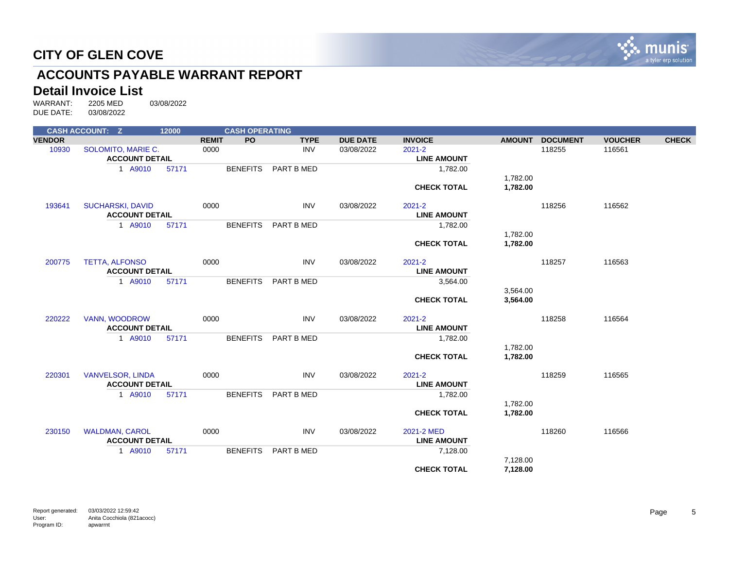# CITY OF GLEN COVE

## ACCOUNTS PAYABLE WARRANT REPORT

### Detail Invoice List

WARRANT: 2205 MED 03/08/2022
DUE DATE: 03/08/2022

| CASH ACCOUNT: Z | | 12000 | | CASH OPERATING | | | | | | | |
|---|---|---|---|---|---|---|---|---|---|---|---|
| **VENDOR** | | | **REMIT** | **PO** | **TYPE** | **DUE DATE** | **INVOICE** | **AMOUNT** | **DOCUMENT** | **VOUCHER** | **CHECK** |
| 10930 | SOLOMITO, MARIE C. | | 0000 | | INV | 03/08/2022 | 2021-2 | | 118255 | 116561 | |
| | **ACCOUNT DETAIL** | | | | | | **LINE AMOUNT** | | | | |
| | 1 A9010 | 57171 | | BENEFITS | PART B MED | | 1,782.00 | | | | |
| | | | | | | | | 1,782.00 | | | |
| | | | | | | | **CHECK TOTAL** | **1,782.00** | | | |
| 193641 | SUCHARSKI, DAVID | | 0000 | | INV | 03/08/2022 | 2021-2 | | 118256 | 116562 | |
| | **ACCOUNT DETAIL** | | | | | | **LINE AMOUNT** | | | | |
| | 1 A9010 | 57171 | | BENEFITS | PART B MED | | 1,782.00 | | | | |
| | | | | | | | | 1,782.00 | | | |
| | | | | | | | **CHECK TOTAL** | **1,782.00** | | | |
| 200775 | TETTA, ALFONSO | | 0000 | | INV | 03/08/2022 | 2021-2 | | 118257 | 116563 | |
| | **ACCOUNT DETAIL** | | | | | | **LINE AMOUNT** | | | | |
| | 1 A9010 | 57171 | | BENEFITS | PART B MED | | 3,564.00 | | | | |
| | | | | | | | | 3,564.00 | | | |
| | | | | | | | **CHECK TOTAL** | **3,564.00** | | | |
| 220222 | VANN, WOODROW | | 0000 | | INV | 03/08/2022 | 2021-2 | | 118258 | 116564 | |
| | **ACCOUNT DETAIL** | | | | | | **LINE AMOUNT** | | | | |
| | 1 A9010 | 57171 | | BENEFITS | PART B MED | | 1,782.00 | | | | |
| | | | | | | | | 1,782.00 | | | |
| | | | | | | | **CHECK TOTAL** | **1,782.00** | | | |
| 220301 | VANVELSOR, LINDA | | 0000 | | INV | 03/08/2022 | 2021-2 | | 118259 | 116565 | |
| | **ACCOUNT DETAIL** | | | | | | **LINE AMOUNT** | | | | |
| | 1 A9010 | 57171 | | BENEFITS | PART B MED | | 1,782.00 | | | | |
| | | | | | | | | 1,782.00 | | | |
| | | | | | | | **CHECK TOTAL** | **1,782.00** | | | |
| 230150 | WALDMAN, CAROL | | 0000 | | INV | 03/08/2022 | 2021-2 MED | | 118260 | 116566 | |
| | **ACCOUNT DETAIL** | | | | | | **LINE AMOUNT** | | | | |
| | 1 A9010 | 57171 | | BENEFITS | PART B MED | | 7,128.00 | | | | |
| | | | | | | | | 7,128.00 | | | |
| | | | | | | | **CHECK TOTAL** | **7,128.00** | | | |

Report generated: 03/03/2022 12:59:42
User: Anita Cocchiola (821acocc)
Program ID: apwarrnt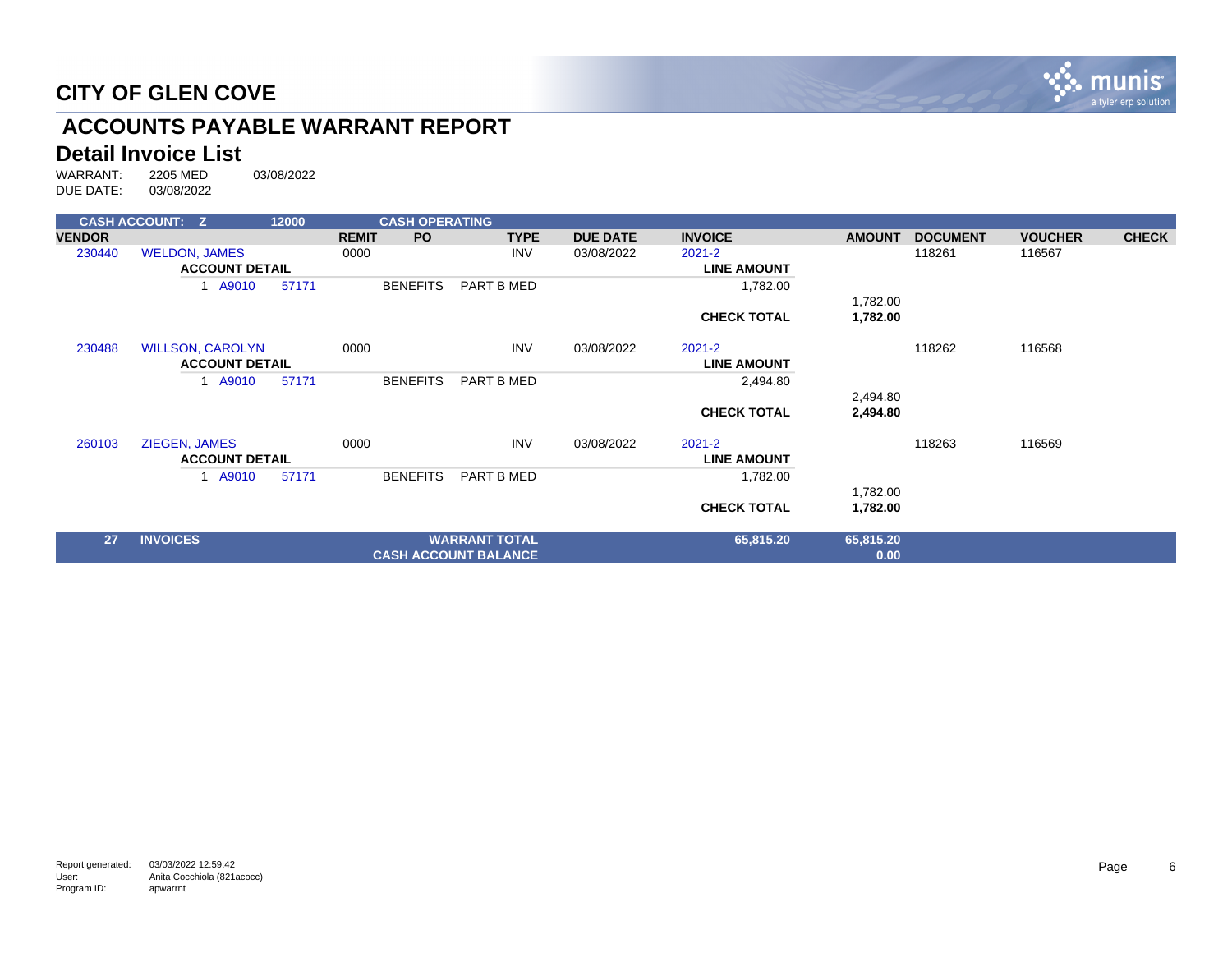# CITY OF GLEN COVE

## ACCOUNTS PAYABLE WARRANT REPORT

### Detail Invoice List

WARRANT: 2205 MED 03/08/2022
DUE DATE: 03/08/2022

| CASH ACCOUNT: Z | | 12000 | | CASH OPERATING | | | | | | | | |
|---|---|---|---|---|---|---|---|---|---|---|---|---|
| **VENDOR** | | | **REMIT** | **PO** | **TYPE** | **DUE DATE** | **INVOICE** | | **AMOUNT** | **DOCUMENT** | **VOUCHER** | **CHECK** |
| 230440 | WELDON, JAMES | | 0000 | | INV | 03/08/2022 | 2021-2 | | | 118261 | 116567 | |
| | **ACCOUNT DETAIL** | | | | | | | **LINE AMOUNT** | | | | |
| | 1 A9010 | 57171 | | BENEFITS | PART B MED | | | 1,782.00 | | | | |
| | | | | | | | | | 1,782.00 | | | |
| | | | | | | | | **CHECK TOTAL** | **1,782.00** | | | |
| 230488 | WILLSON, CAROLYN | | 0000 | | INV | 03/08/2022 | 2021-2 | | | 118262 | 116568 | |
| | **ACCOUNT DETAIL** | | | | | | | **LINE AMOUNT** | | | | |
| | 1 A9010 | 57171 | | BENEFITS | PART B MED | | | 2,494.80 | | | | |
| | | | | | | | | | 2,494.80 | | | |
| | | | | | | | | **CHECK TOTAL** | **2,494.80** | | | |
| 260103 | ZIEGEN, JAMES | | 0000 | | INV | 03/08/2022 | 2021-2 | | | 118263 | 116569 | |
| | **ACCOUNT DETAIL** | | | | | | | **LINE AMOUNT** | | | | |
| | 1 A9010 | 57171 | | BENEFITS | PART B MED | | | 1,782.00 | | | | |
| | | | | | | | | | 1,782.00 | | | |
| | | | | | | | | **CHECK TOTAL** | **1,782.00** | | | |
| **27** | **INVOICES** | | | | **WARRANT TOTAL** | | | **65,815.20** | **65,815.20** | | | |
| | | | | | **CASH ACCOUNT BALANCE** | | | | **0.00** | | | |

Report generated: 03/03/2022 12:59:42
User: Anita Cocchiola (821acocc)
Program ID: apwarrnt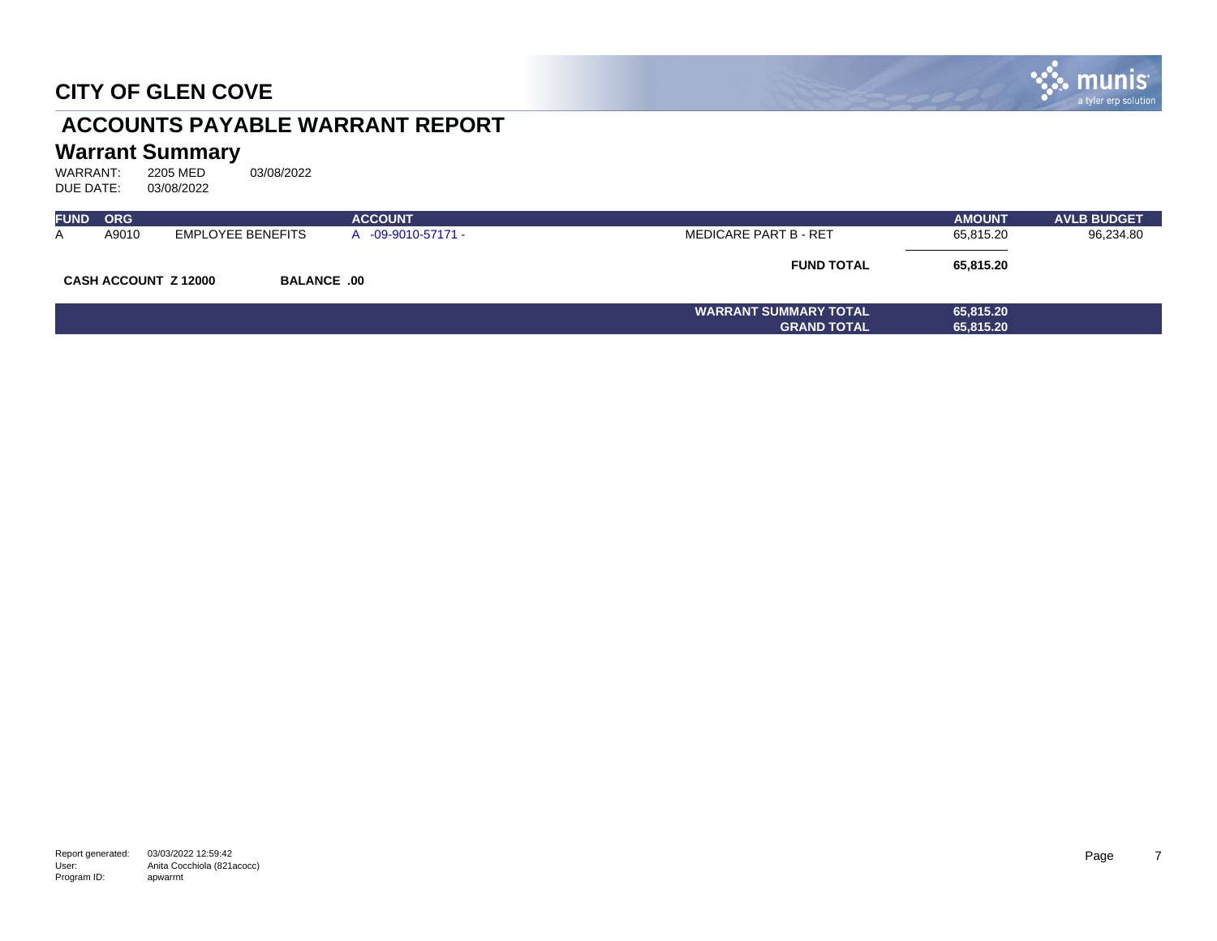# CITY OF GLEN COVE

## ACCOUNTS PAYABLE WARRANT REPORT

### Warrant Summary

WARRANT: 2205 MED 03/08/2022
DUE DATE: 03/08/2022

| FUND | ORG | | ACCOUNT | | AMOUNT | AVLB BUDGET |
|---|---|---|---|---|---|---|
| A | A9010 | EMPLOYEE BENEFITS | A -09-9010-57171 - | MEDICARE PART B - RET | 65,815.20 | 96,234.80 |
| | | | | **FUND TOTAL** | **65,815.20** | |

**CASH ACCOUNT Z 12000** **BALANCE .00**

| | |
|---|---|
| **WARRANT SUMMARY TOTAL** | **65,815.20** |
| **GRAND TOTAL** | **65,815.20** |

Report generated: 03/03/2022 12:59:42
User: Anita Cocchiola (821acocc)
Program ID: apwarrnt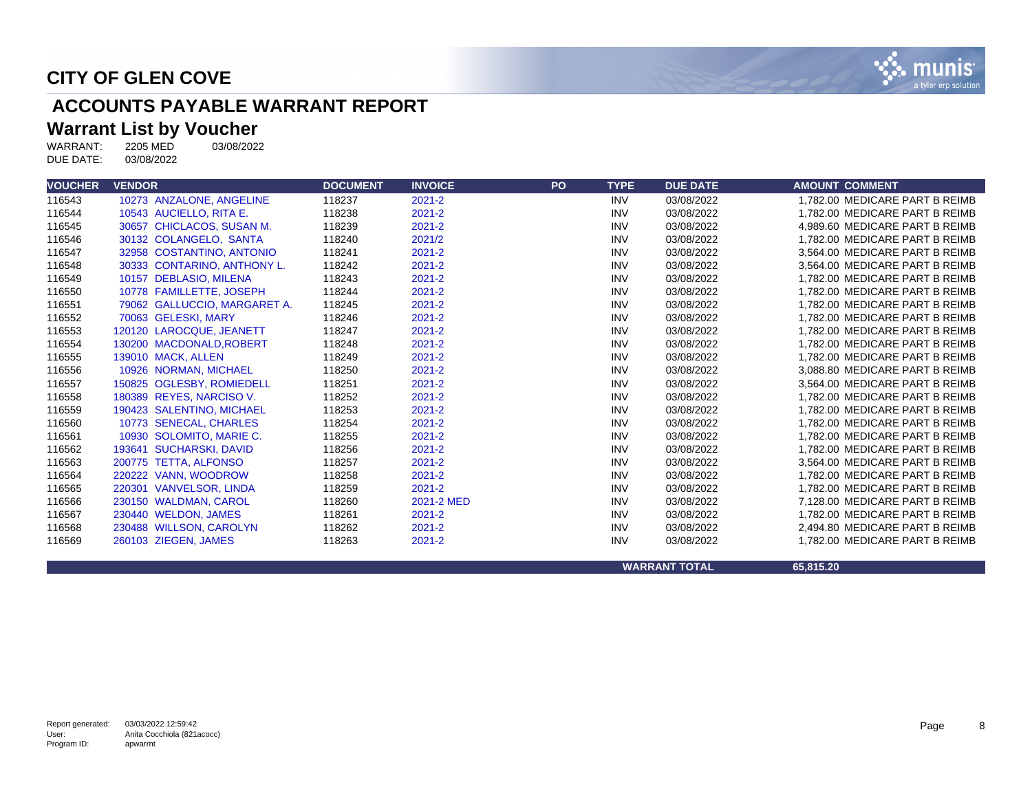# CITY OF GLEN COVE

## ACCOUNTS PAYABLE WARRANT REPORT

### Warrant List by Voucher

WARRANT: 2205 MED 03/08/2022
DUE DATE: 03/08/2022

| VOUCHER | VENDOR | DOCUMENT | INVOICE | PO | TYPE | DUE DATE | AMOUNT | COMMENT |
|---|---|---|---|---|---|---|---|---|
| 116543 | 10273 ANZALONE, ANGELINE | 118237 | 2021-2 | | INV | 03/08/2022 | 1,782.00 | MEDICARE PART B REIMB |
| 116544 | 10543 AUCIELLO, RITA E. | 118238 | 2021-2 | | INV | 03/08/2022 | 1,782.00 | MEDICARE PART B REIMB |
| 116545 | 30657 CHICLACOS, SUSAN M. | 118239 | 2021-2 | | INV | 03/08/2022 | 4,989.60 | MEDICARE PART B REIMB |
| 116546 | 30132 COLANGELO, SANTA | 118240 | 2021/2 | | INV | 03/08/2022 | 1,782.00 | MEDICARE PART B REIMB |
| 116547 | 32958 COSTANTINO, ANTONIO | 118241 | 2021-2 | | INV | 03/08/2022 | 3,564.00 | MEDICARE PART B REIMB |
| 116548 | 30333 CONTARINO, ANTHONY L. | 118242 | 2021-2 | | INV | 03/08/2022 | 3,564.00 | MEDICARE PART B REIMB |
| 116549 | 10157 DEBLASIO, MILENA | 118243 | 2021-2 | | INV | 03/08/2022 | 1,782.00 | MEDICARE PART B REIMB |
| 116550 | 10778 FAMILLETTE, JOSEPH | 118244 | 2021-2 | | INV | 03/08/2022 | 1,782.00 | MEDICARE PART B REIMB |
| 116551 | 79062 GALLUCCIO, MARGARET A. | 118245 | 2021-2 | | INV | 03/08/2022 | 1,782.00 | MEDICARE PART B REIMB |
| 116552 | 70063 GELESKI, MARY | 118246 | 2021-2 | | INV | 03/08/2022 | 1,782.00 | MEDICARE PART B REIMB |
| 116553 | 120120 LAROCQUE, JEANETT | 118247 | 2021-2 | | INV | 03/08/2022 | 1,782.00 | MEDICARE PART B REIMB |
| 116554 | 130200 MACDONALD,ROBERT | 118248 | 2021-2 | | INV | 03/08/2022 | 1,782.00 | MEDICARE PART B REIMB |
| 116555 | 139010 MACK, ALLEN | 118249 | 2021-2 | | INV | 03/08/2022 | 1,782.00 | MEDICARE PART B REIMB |
| 116556 | 10926 NORMAN, MICHAEL | 118250 | 2021-2 | | INV | 03/08/2022 | 3,088.80 | MEDICARE PART B REIMB |
| 116557 | 150825 OGLESBY, ROMIEDELL | 118251 | 2021-2 | | INV | 03/08/2022 | 3,564.00 | MEDICARE PART B REIMB |
| 116558 | 180389 REYES, NARCISO V. | 118252 | 2021-2 | | INV | 03/08/2022 | 1,782.00 | MEDICARE PART B REIMB |
| 116559 | 190423 SALENTINO, MICHAEL | 118253 | 2021-2 | | INV | 03/08/2022 | 1,782.00 | MEDICARE PART B REIMB |
| 116560 | 10773 SENECAL, CHARLES | 118254 | 2021-2 | | INV | 03/08/2022 | 1,782.00 | MEDICARE PART B REIMB |
| 116561 | 10930 SOLOMITO, MARIE C. | 118255 | 2021-2 | | INV | 03/08/2022 | 1,782.00 | MEDICARE PART B REIMB |
| 116562 | 193641 SUCHARSKI, DAVID | 118256 | 2021-2 | | INV | 03/08/2022 | 1,782.00 | MEDICARE PART B REIMB |
| 116563 | 200775 TETTA, ALFONSO | 118257 | 2021-2 | | INV | 03/08/2022 | 3,564.00 | MEDICARE PART B REIMB |
| 116564 | 220222 VANN, WOODROW | 118258 | 2021-2 | | INV | 03/08/2022 | 1,782.00 | MEDICARE PART B REIMB |
| 116565 | 220301 VANVELSOR, LINDA | 118259 | 2021-2 | | INV | 03/08/2022 | 1,782.00 | MEDICARE PART B REIMB |
| 116566 | 230150 WALDMAN, CAROL | 118260 | 2021-2 MED | | INV | 03/08/2022 | 7,128.00 | MEDICARE PART B REIMB |
| 116567 | 230440 WELDON, JAMES | 118261 | 2021-2 | | INV | 03/08/2022 | 1,782.00 | MEDICARE PART B REIMB |
| 116568 | 230488 WILLSON, CAROLYN | 118262 | 2021-2 | | INV | 03/08/2022 | 2,494.80 | MEDICARE PART B REIMB |
| 116569 | 260103 ZIEGEN, JAMES | 118263 | 2021-2 | | INV | 03/08/2022 | 1,782.00 | MEDICARE PART B REIMB |
| | | | | | | **WARRANT TOTAL** | **65,815.20** | |

Report generated: 03/03/2022 12:59:42
User: Anita Cocchiola (821acocc)
Program ID: apwarrnt